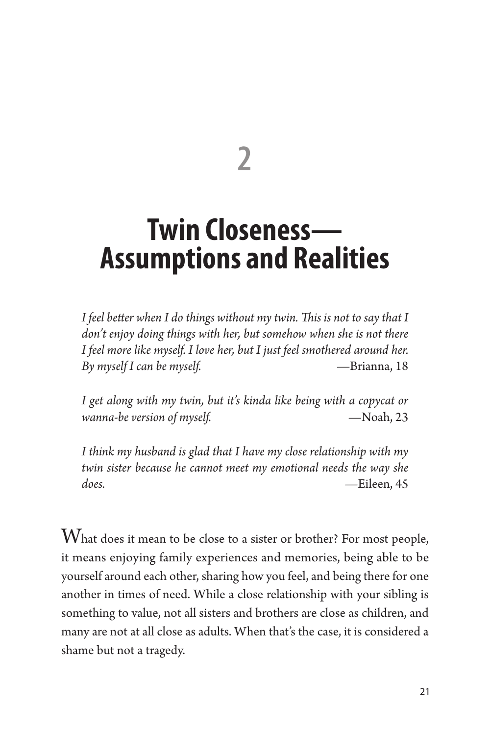# 2

# Twin Closeness—Assumptions and Realities

*I feel better when I do things without my twin. This is not to say that I don't enjoy doing things with her, but somehow when she is not there I feel more like myself. I love her, but I just feel smothered around her. By myself I can be myself.* —Brianna, 18

*I get along with my twin, but it's kinda like being with a copycat or wanna-be version of myself.* —Noah, 23

*I think my husband is glad that I have my close relationship with my twin sister because he cannot meet my emotional needs the way she does.* —Eileen, 45

What does it mean to be close to a sister or brother? For most people, it means enjoying family experiences and memories, being able to be yourself around each other, sharing how you feel, and being there for one another in times of need. While a close relationship with your sibling is something to value, not all sisters and brothers are close as children, and many are not at all close as adults. When that's the case, it is considered a shame but not a tragedy.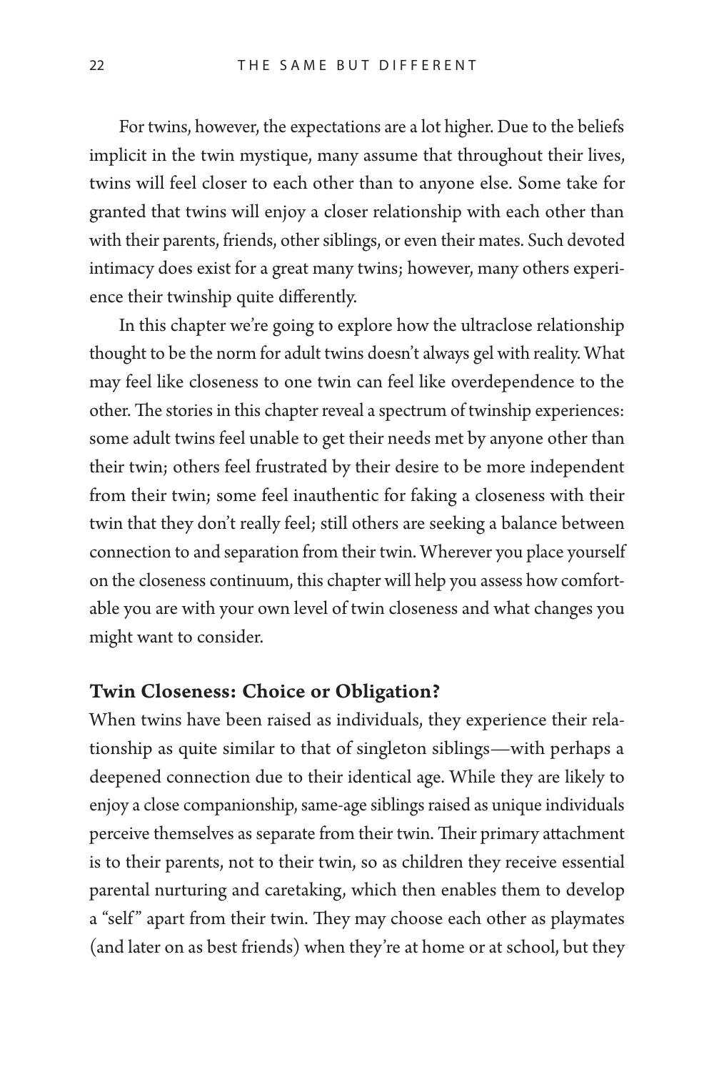For twins, however, the expectations are a lot higher. Due to the beliefs implicit in the twin mystique, many assume that throughout their lives, twins will feel closer to each other than to anyone else. Some take for granted that twins will enjoy a closer relationship with each other than with their parents, friends, other siblings, or even their mates. Such devoted intimacy does exist for a great many twins; however, many others experience their twinship quite differently.

In this chapter we're going to explore how the ultraclose relationship thought to be the norm for adult twins doesn't always gel with reality. What may feel like closeness to one twin can feel like overdependence to the other. The stories in this chapter reveal a spectrum of twinship experiences: some adult twins feel unable to get their needs met by anyone other than their twin; others feel frustrated by their desire to be more independent from their twin; some feel inauthentic for faking a closeness with their twin that they don't really feel; still others are seeking a balance between connection to and separation from their twin. Wherever you place yourself on the closeness continuum, this chapter will help you assess how comfortable you are with your own level of twin closeness and what changes you might want to consider.

## Twin Closeness: Choice or Obligation?

When twins have been raised as individuals, they experience their relationship as quite similar to that of singleton siblings—with perhaps a deepened connection due to their identical age. While they are likely to enjoy a close companionship, same-age siblings raised as unique individuals perceive themselves as separate from their twin. Their primary attachment is to their parents, not to their twin, so as children they receive essential parental nurturing and caretaking, which then enables them to develop a "self" apart from their twin. They may choose each other as playmates (and later on as best friends) when they're at home or at school, but they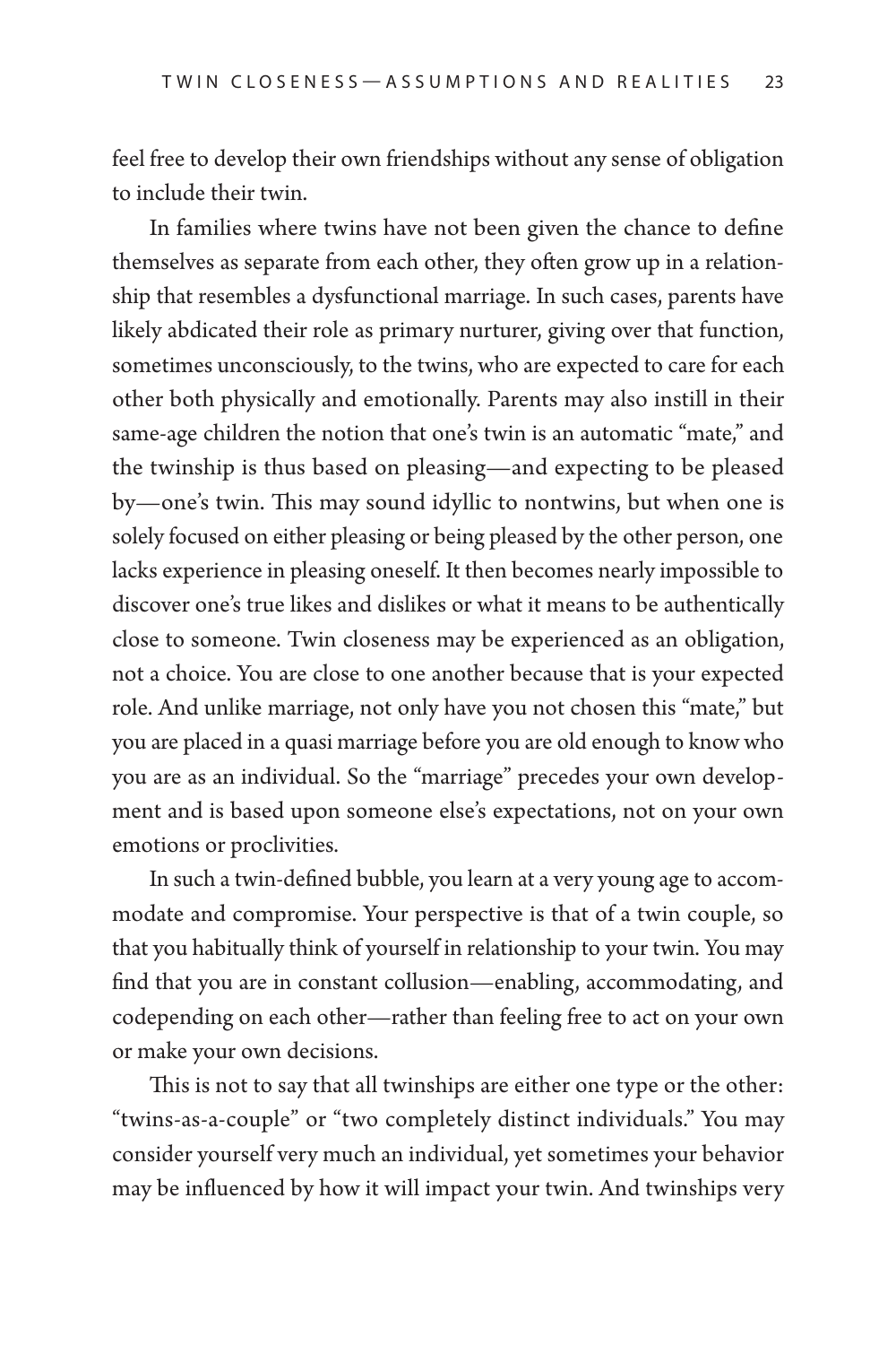feel free to develop their own friendships without any sense of obligation to include their twin.

In families where twins have not been given the chance to define themselves as separate from each other, they often grow up in a relationship that resembles a dysfunctional marriage. In such cases, parents have likely abdicated their role as primary nurturer, giving over that function, sometimes unconsciously, to the twins, who are expected to care for each other both physically and emotionally. Parents may also instill in their same-age children the notion that one's twin is an automatic "mate," and the twinship is thus based on pleasing—and expecting to be pleased by—one's twin. This may sound idyllic to nontwins, but when one is solely focused on either pleasing or being pleased by the other person, one lacks experience in pleasing oneself. It then becomes nearly impossible to discover one's true likes and dislikes or what it means to be authentically close to someone. Twin closeness may be experienced as an obligation, not a choice. You are close to one another because that is your expected role. And unlike marriage, not only have you not chosen this "mate," but you are placed in a quasi marriage before you are old enough to know who you are as an individual. So the "marriage" precedes your own development and is based upon someone else's expectations, not on your own emotions or proclivities.

In such a twin-defined bubble, you learn at a very young age to accommodate and compromise. Your perspective is that of a twin couple, so that you habitually think of yourself in relationship to your twin. You may find that you are in constant collusion—enabling, accommodating, and codepending on each other—rather than feeling free to act on your own or make your own decisions.

This is not to say that all twinships are either one type or the other: "twins-as-a-couple" or "two completely distinct individuals." You may consider yourself very much an individual, yet sometimes your behavior may be influenced by how it will impact your twin. And twinships very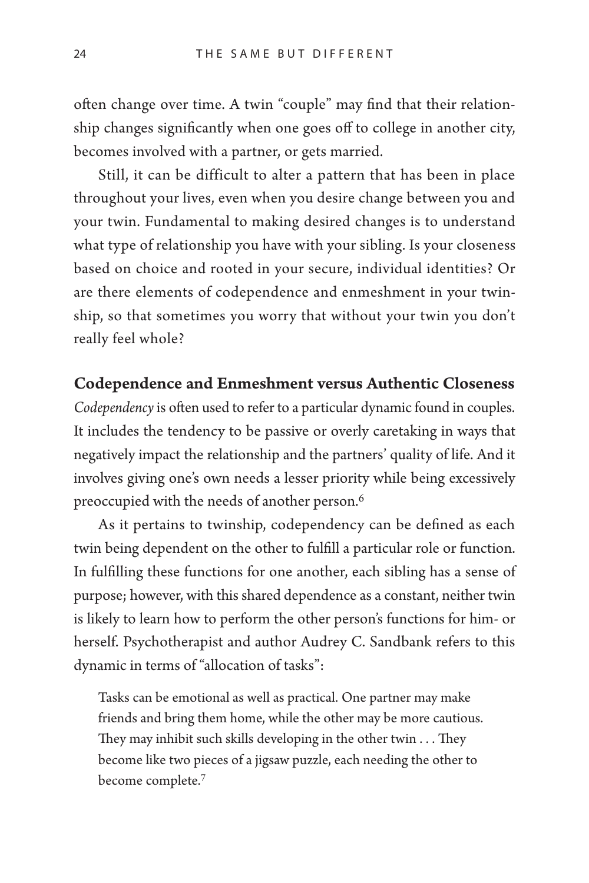often change over time. A twin "couple" may find that their relationship changes significantly when one goes off to college in another city, becomes involved with a partner, or gets married.

Still, it can be difficult to alter a pattern that has been in place throughout your lives, even when you desire change between you and your twin. Fundamental to making desired changes is to understand what type of relationship you have with your sibling. Is your closeness based on choice and rooted in your secure, individual identities? Or are there elements of codependence and enmeshment in your twinship, so that sometimes you worry that without your twin you don't really feel whole?

## Codependence and Enmeshment versus Authentic Closeness

*Codependency* is often used to refer to a particular dynamic found in couples. It includes the tendency to be passive or overly caretaking in ways that negatively impact the relationship and the partners' quality of life. And it involves giving one's own needs a lesser priority while being excessively preoccupied with the needs of another person.[6]

As it pertains to twinship, codependency can be defined as each twin being dependent on the other to fulfill a particular role or function. In fulfilling these functions for one another, each sibling has a sense of purpose; however, with this shared dependence as a constant, neither twin is likely to learn how to perform the other person's functions for him- or herself. Psychotherapist and author Audrey C. Sandbank refers to this dynamic in terms of "allocation of tasks":

> Tasks can be emotional as well as practical. One partner may make friends and bring them home, while the other may be more cautious. They may inhibit such skills developing in the other twin . . . They become like two pieces of a jigsaw puzzle, each needing the other to become complete.[7]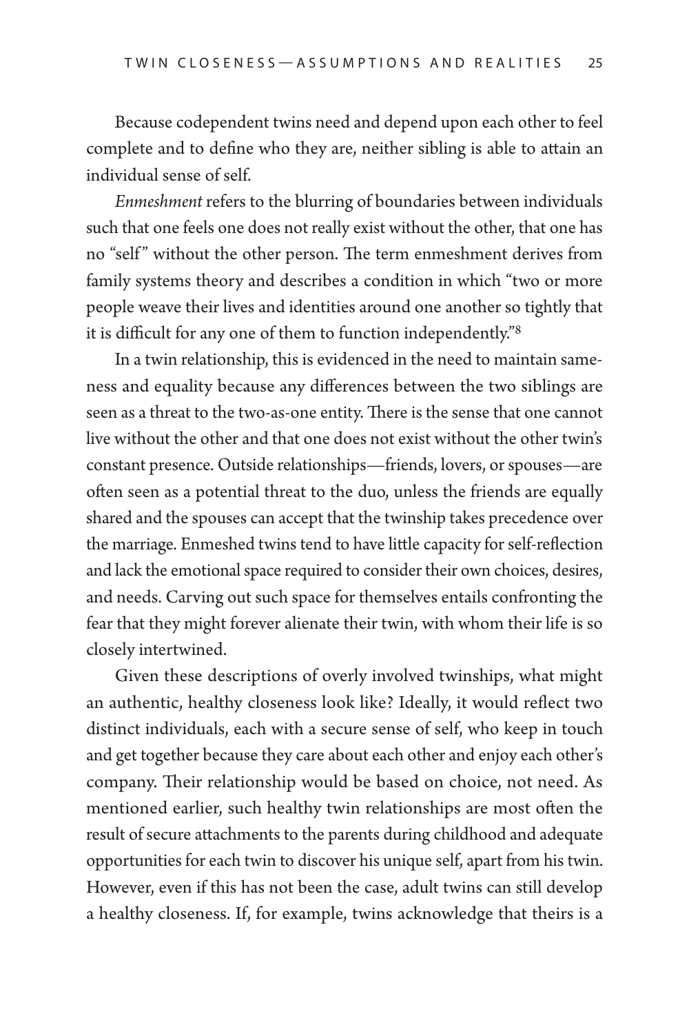Because codependent twins need and depend upon each other to feel complete and to define who they are, neither sibling is able to attain an individual sense of self.

*Enmeshment* refers to the blurring of boundaries between individuals such that one feels one does not really exist without the other, that one has no "self" without the other person. The term enmeshment derives from family systems theory and describes a condition in which "two or more people weave their lives and identities around one another so tightly that it is difficult for any one of them to function independently."[8]

In a twin relationship, this is evidenced in the need to maintain sameness and equality because any differences between the two siblings are seen as a threat to the two-as-one entity. There is the sense that one cannot live without the other and that one does not exist without the other twin's constant presence. Outside relationships—friends, lovers, or spouses—are often seen as a potential threat to the duo, unless the friends are equally shared and the spouses can accept that the twinship takes precedence over the marriage. Enmeshed twins tend to have little capacity for self-reflection and lack the emotional space required to consider their own choices, desires, and needs. Carving out such space for themselves entails confronting the fear that they might forever alienate their twin, with whom their life is so closely intertwined.

Given these descriptions of overly involved twinships, what might an authentic, healthy closeness look like? Ideally, it would reflect two distinct individuals, each with a secure sense of self, who keep in touch and get together because they care about each other and enjoy each other's company. Their relationship would be based on choice, not need. As mentioned earlier, such healthy twin relationships are most often the result of secure attachments to the parents during childhood and adequate opportunities for each twin to discover his unique self, apart from his twin. However, even if this has not been the case, adult twins can still develop a healthy closeness. If, for example, twins acknowledge that theirs is a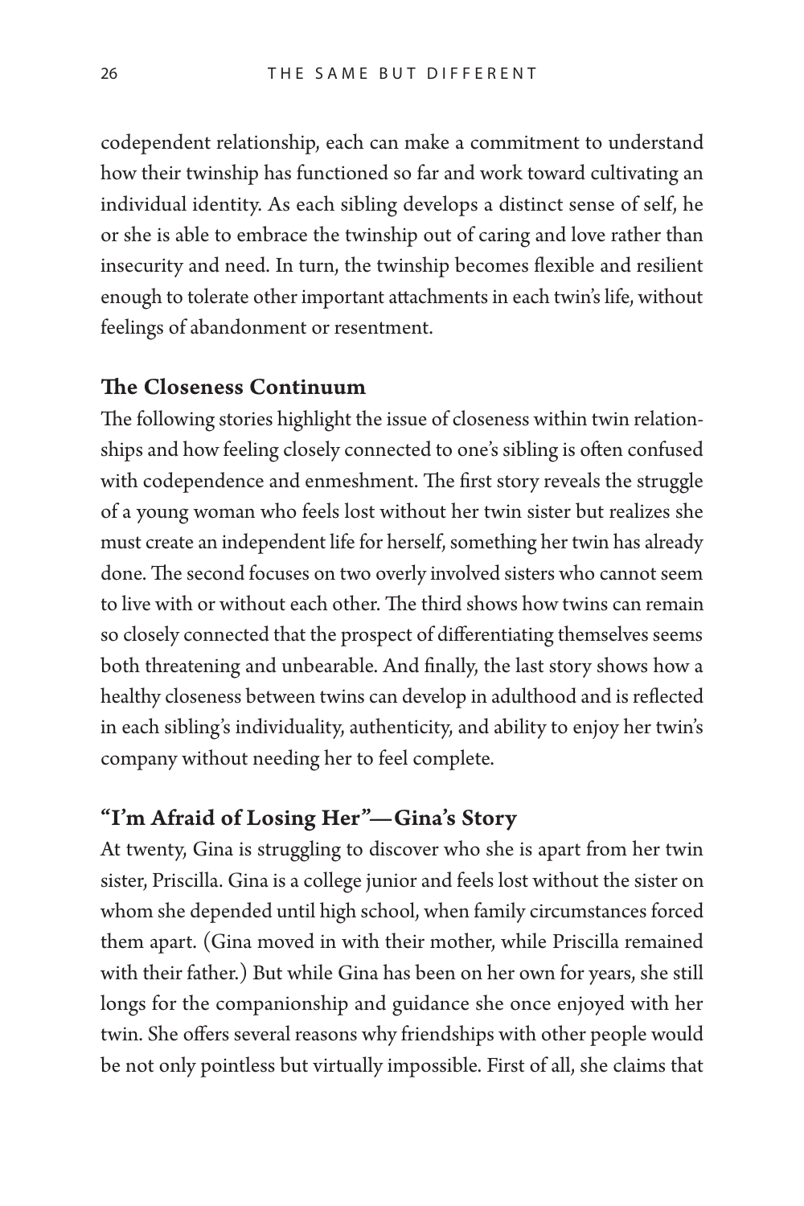codependent relationship, each can make a commitment to understand how their twinship has functioned so far and work toward cultivating an individual identity. As each sibling develops a distinct sense of self, he or she is able to embrace the twinship out of caring and love rather than insecurity and need. In turn, the twinship becomes flexible and resilient enough to tolerate other important attachments in each twin's life, without feelings of abandonment or resentment.

## The Closeness Continuum

The following stories highlight the issue of closeness within twin relationships and how feeling closely connected to one's sibling is often confused with codependence and enmeshment. The first story reveals the struggle of a young woman who feels lost without her twin sister but realizes she must create an independent life for herself, something her twin has already done. The second focuses on two overly involved sisters who cannot seem to live with or without each other. The third shows how twins can remain so closely connected that the prospect of differentiating themselves seems both threatening and unbearable. And finally, the last story shows how a healthy closeness between twins can develop in adulthood and is reflected in each sibling's individuality, authenticity, and ability to enjoy her twin's company without needing her to feel complete.

## "I'm Afraid of Losing Her"—Gina's Story

At twenty, Gina is struggling to discover who she is apart from her twin sister, Priscilla. Gina is a college junior and feels lost without the sister on whom she depended until high school, when family circumstances forced them apart. (Gina moved in with their mother, while Priscilla remained with their father.) But while Gina has been on her own for years, she still longs for the companionship and guidance she once enjoyed with her twin. She offers several reasons why friendships with other people would be not only pointless but virtually impossible. First of all, she claims that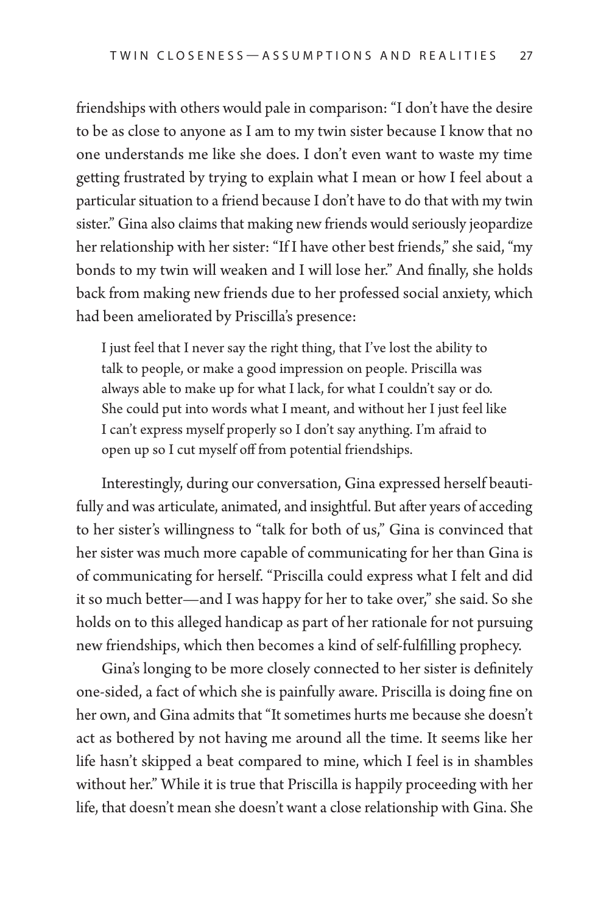friendships with others would pale in comparison: "I don't have the desire to be as close to anyone as I am to my twin sister because I know that no one understands me like she does. I don't even want to waste my time getting frustrated by trying to explain what I mean or how I feel about a particular situation to a friend because I don't have to do that with my twin sister." Gina also claims that making new friends would seriously jeopardize her relationship with her sister: "If I have other best friends," she said, "my bonds to my twin will weaken and I will lose her." And finally, she holds back from making new friends due to her professed social anxiety, which had been ameliorated by Priscilla's presence:

> I just feel that I never say the right thing, that I've lost the ability to talk to people, or make a good impression on people. Priscilla was always able to make up for what I lack, for what I couldn't say or do. She could put into words what I meant, and without her I just feel like I can't express myself properly so I don't say anything. I'm afraid to open up so I cut myself off from potential friendships.

Interestingly, during our conversation, Gina expressed herself beautifully and was articulate, animated, and insightful. But after years of acceding to her sister's willingness to "talk for both of us," Gina is convinced that her sister was much more capable of communicating for her than Gina is of communicating for herself. "Priscilla could express what I felt and did it so much better—and I was happy for her to take over," she said. So she holds on to this alleged handicap as part of her rationale for not pursuing new friendships, which then becomes a kind of self-fulfilling prophecy.

Gina's longing to be more closely connected to her sister is definitely one-sided, a fact of which she is painfully aware. Priscilla is doing fine on her own, and Gina admits that "It sometimes hurts me because she doesn't act as bothered by not having me around all the time. It seems like her life hasn't skipped a beat compared to mine, which I feel is in shambles without her." While it is true that Priscilla is happily proceeding with her life, that doesn't mean she doesn't want a close relationship with Gina. She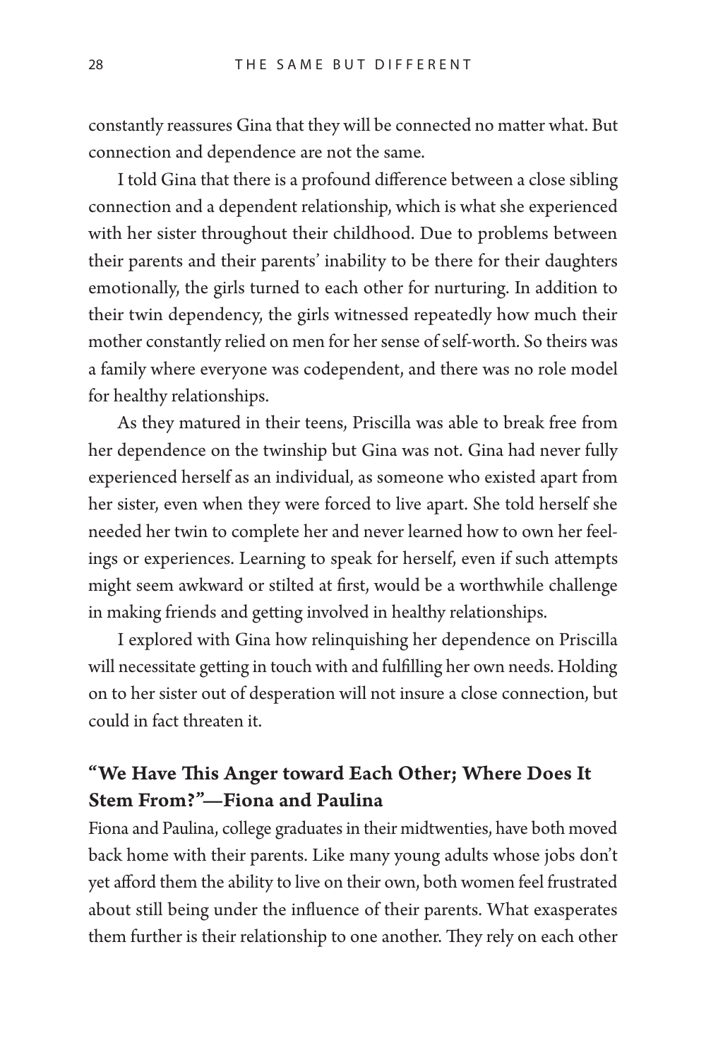constantly reassures Gina that they will be connected no matter what. But connection and dependence are not the same.

I told Gina that there is a profound difference between a close sibling connection and a dependent relationship, which is what she experienced with her sister throughout their childhood. Due to problems between their parents and their parents' inability to be there for their daughters emotionally, the girls turned to each other for nurturing. In addition to their twin dependency, the girls witnessed repeatedly how much their mother constantly relied on men for her sense of self-worth. So theirs was a family where everyone was codependent, and there was no role model for healthy relationships.

As they matured in their teens, Priscilla was able to break free from her dependence on the twinship but Gina was not. Gina had never fully experienced herself as an individual, as someone who existed apart from her sister, even when they were forced to live apart. She told herself she needed her twin to complete her and never learned how to own her feelings or experiences. Learning to speak for herself, even if such attempts might seem awkward or stilted at first, would be a worthwhile challenge in making friends and getting involved in healthy relationships.

I explored with Gina how relinquishing her dependence on Priscilla will necessitate getting in touch with and fulfilling her own needs. Holding on to her sister out of desperation will not insure a close connection, but could in fact threaten it.

## "We Have This Anger toward Each Other; Where Does It Stem From?"—Fiona and Paulina

Fiona and Paulina, college graduates in their midtwenties, have both moved back home with their parents. Like many young adults whose jobs don't yet afford them the ability to live on their own, both women feel frustrated about still being under the influence of their parents. What exasperates them further is their relationship to one another. They rely on each other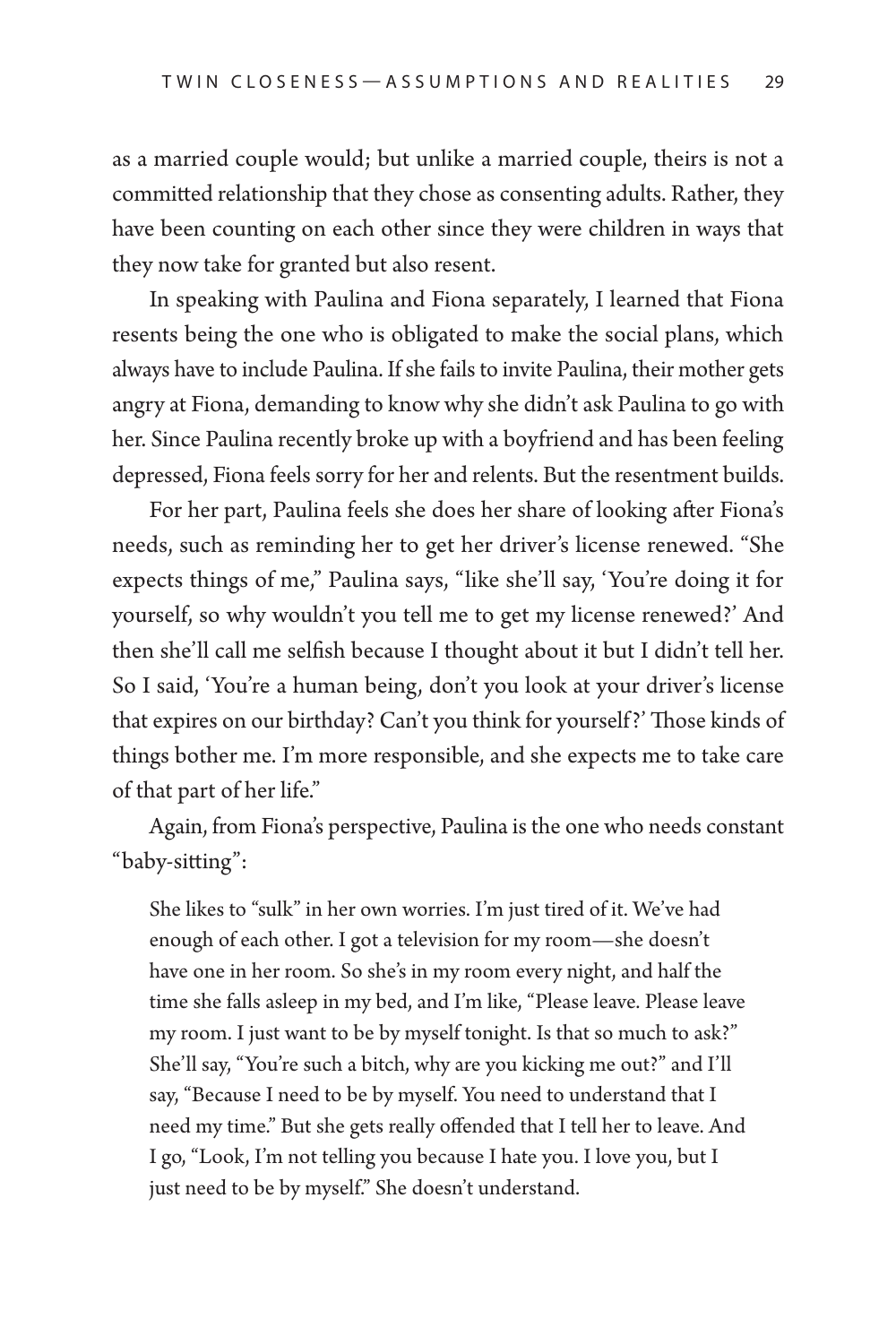as a married couple would; but unlike a married couple, theirs is not a committed relationship that they chose as consenting adults. Rather, they have been counting on each other since they were children in ways that they now take for granted but also resent.

In speaking with Paulina and Fiona separately, I learned that Fiona resents being the one who is obligated to make the social plans, which always have to include Paulina. If she fails to invite Paulina, their mother gets angry at Fiona, demanding to know why she didn't ask Paulina to go with her. Since Paulina recently broke up with a boyfriend and has been feeling depressed, Fiona feels sorry for her and relents. But the resentment builds.

For her part, Paulina feels she does her share of looking after Fiona's needs, such as reminding her to get her driver's license renewed. "She expects things of me," Paulina says, "like she'll say, 'You're doing it for yourself, so why wouldn't you tell me to get my license renewed?' And then she'll call me selfish because I thought about it but I didn't tell her. So I said, 'You're a human being, don't you look at your driver's license that expires on our birthday? Can't you think for yourself?' Those kinds of things bother me. I'm more responsible, and she expects me to take care of that part of her life."

Again, from Fiona's perspective, Paulina is the one who needs constant "baby-sitting":

> She likes to "sulk" in her own worries. I'm just tired of it. We've had enough of each other. I got a television for my room—she doesn't have one in her room. So she's in my room every night, and half the time she falls asleep in my bed, and I'm like, "Please leave. Please leave my room. I just want to be by myself tonight. Is that so much to ask?" She'll say, "You're such a bitch, why are you kicking me out?" and I'll say, "Because I need to be by myself. You need to understand that I need my time." But she gets really offended that I tell her to leave. And I go, "Look, I'm not telling you because I hate you. I love you, but I just need to be by myself." She doesn't understand.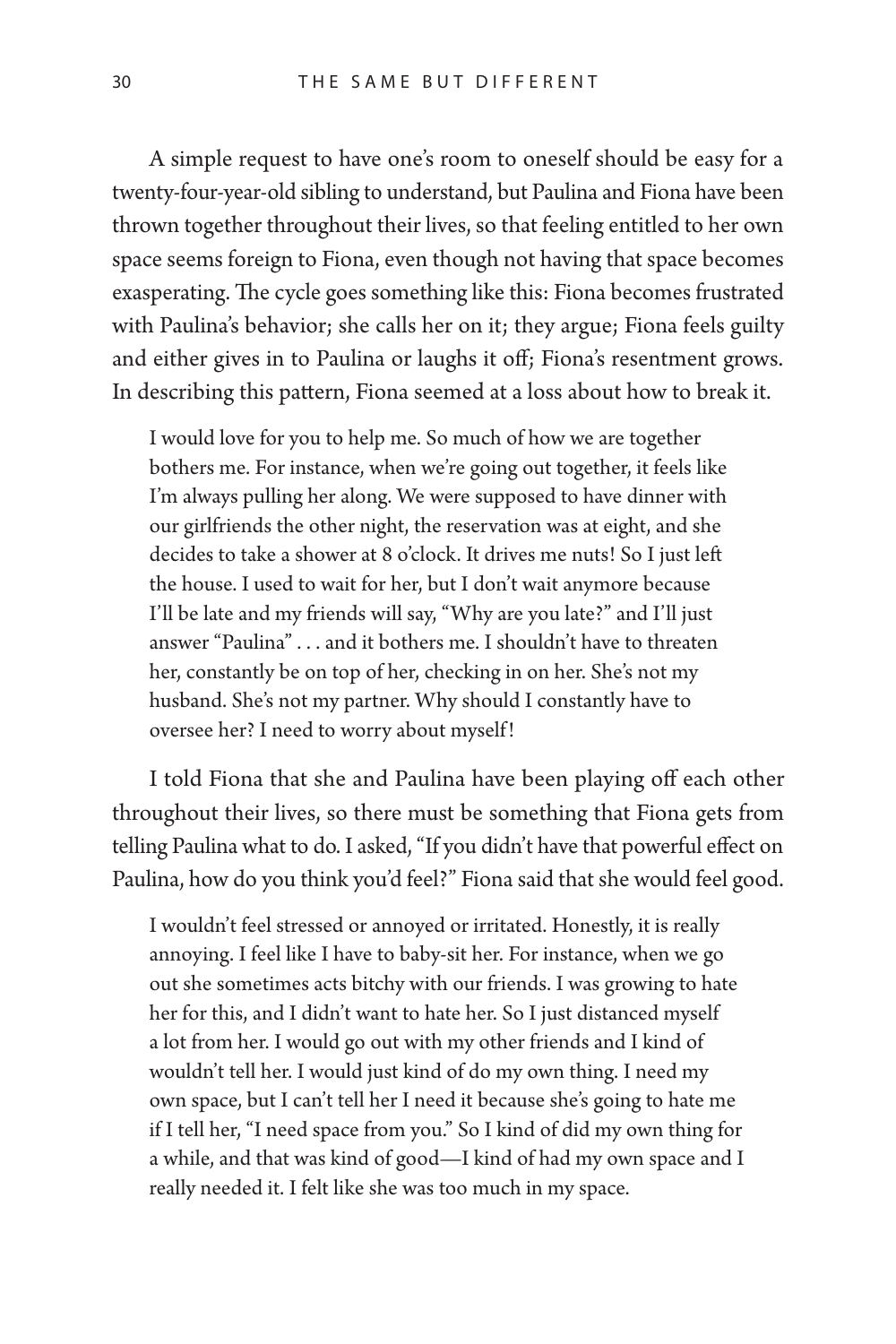A simple request to have one's room to oneself should be easy for a twenty-four-year-old sibling to understand, but Paulina and Fiona have been thrown together throughout their lives, so that feeling entitled to her own space seems foreign to Fiona, even though not having that space becomes exasperating. The cycle goes something like this: Fiona becomes frustrated with Paulina's behavior; she calls her on it; they argue; Fiona feels guilty and either gives in to Paulina or laughs it off; Fiona's resentment grows. In describing this pattern, Fiona seemed at a loss about how to break it.

> I would love for you to help me. So much of how we are together bothers me. For instance, when we're going out together, it feels like I'm always pulling her along. We were supposed to have dinner with our girlfriends the other night, the reservation was at eight, and she decides to take a shower at 8 o'clock. It drives me nuts! So I just left the house. I used to wait for her, but I don't wait anymore because I'll be late and my friends will say, "Why are you late?" and I'll just answer "Paulina" . . . and it bothers me. I shouldn't have to threaten her, constantly be on top of her, checking in on her. She's not my husband. She's not my partner. Why should I constantly have to oversee her? I need to worry about myself!

I told Fiona that she and Paulina have been playing off each other throughout their lives, so there must be something that Fiona gets from telling Paulina what to do. I asked, "If you didn't have that powerful effect on Paulina, how do you think you'd feel?" Fiona said that she would feel good.

> I wouldn't feel stressed or annoyed or irritated. Honestly, it is really annoying. I feel like I have to baby-sit her. For instance, when we go out she sometimes acts bitchy with our friends. I was growing to hate her for this, and I didn't want to hate her. So I just distanced myself a lot from her. I would go out with my other friends and I kind of wouldn't tell her. I would just kind of do my own thing. I need my own space, but I can't tell her I need it because she's going to hate me if I tell her, "I need space from you." So I kind of did my own thing for a while, and that was kind of good—I kind of had my own space and I really needed it. I felt like she was too much in my space.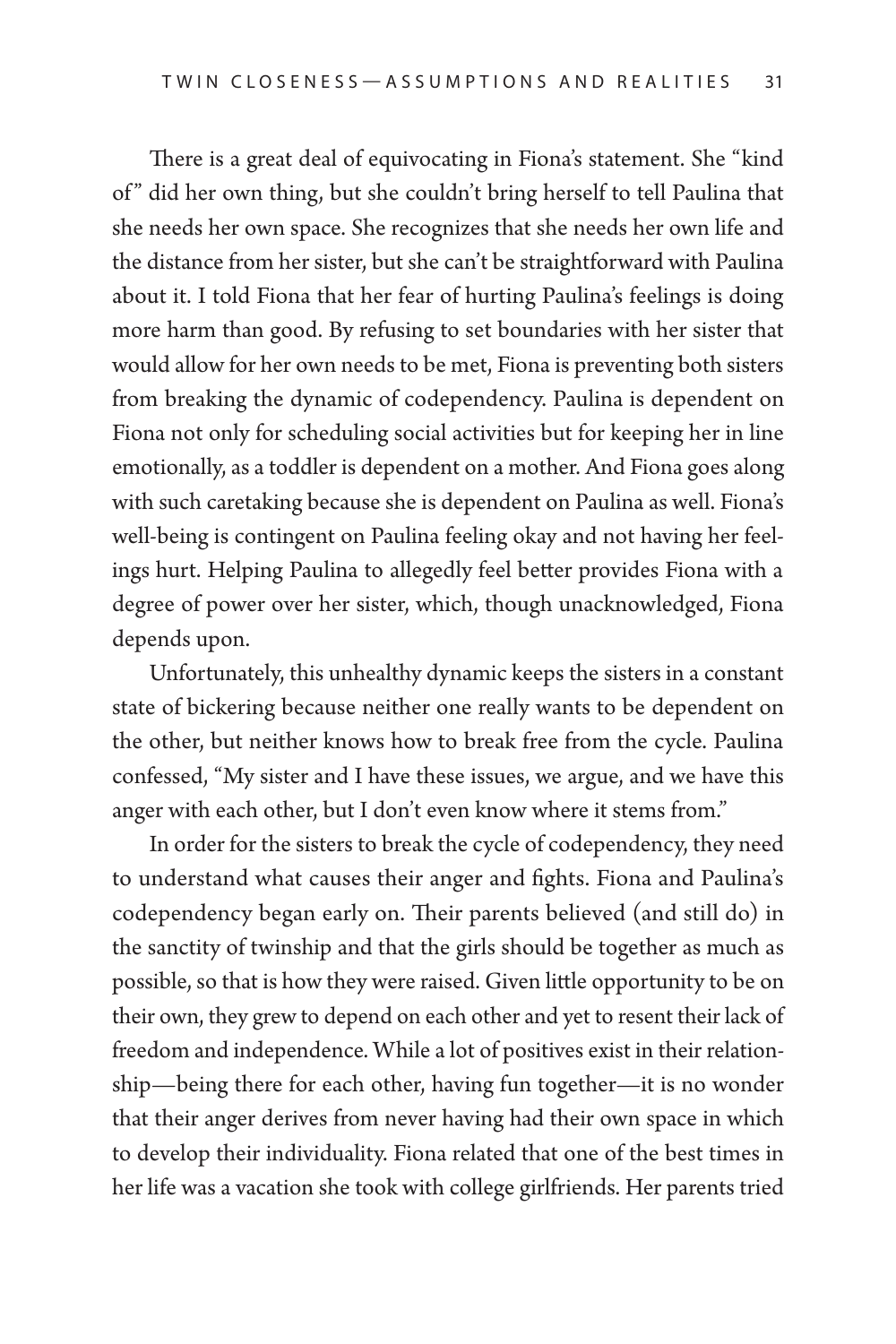There is a great deal of equivocating in Fiona's statement. She "kind of" did her own thing, but she couldn't bring herself to tell Paulina that she needs her own space. She recognizes that she needs her own life and the distance from her sister, but she can't be straightforward with Paulina about it. I told Fiona that her fear of hurting Paulina's feelings is doing more harm than good. By refusing to set boundaries with her sister that would allow for her own needs to be met, Fiona is preventing both sisters from breaking the dynamic of codependency. Paulina is dependent on Fiona not only for scheduling social activities but for keeping her in line emotionally, as a toddler is dependent on a mother. And Fiona goes along with such caretaking because she is dependent on Paulina as well. Fiona's well-being is contingent on Paulina feeling okay and not having her feelings hurt. Helping Paulina to allegedly feel better provides Fiona with a degree of power over her sister, which, though unacknowledged, Fiona depends upon.

Unfortunately, this unhealthy dynamic keeps the sisters in a constant state of bickering because neither one really wants to be dependent on the other, but neither knows how to break free from the cycle. Paulina confessed, "My sister and I have these issues, we argue, and we have this anger with each other, but I don't even know where it stems from."

In order for the sisters to break the cycle of codependency, they need to understand what causes their anger and fights. Fiona and Paulina's codependency began early on. Their parents believed (and still do) in the sanctity of twinship and that the girls should be together as much as possible, so that is how they were raised. Given little opportunity to be on their own, they grew to depend on each other and yet to resent their lack of freedom and independence. While a lot of positives exist in their relationship—being there for each other, having fun together—it is no wonder that their anger derives from never having had their own space in which to develop their individuality. Fiona related that one of the best times in her life was a vacation she took with college girlfriends. Her parents tried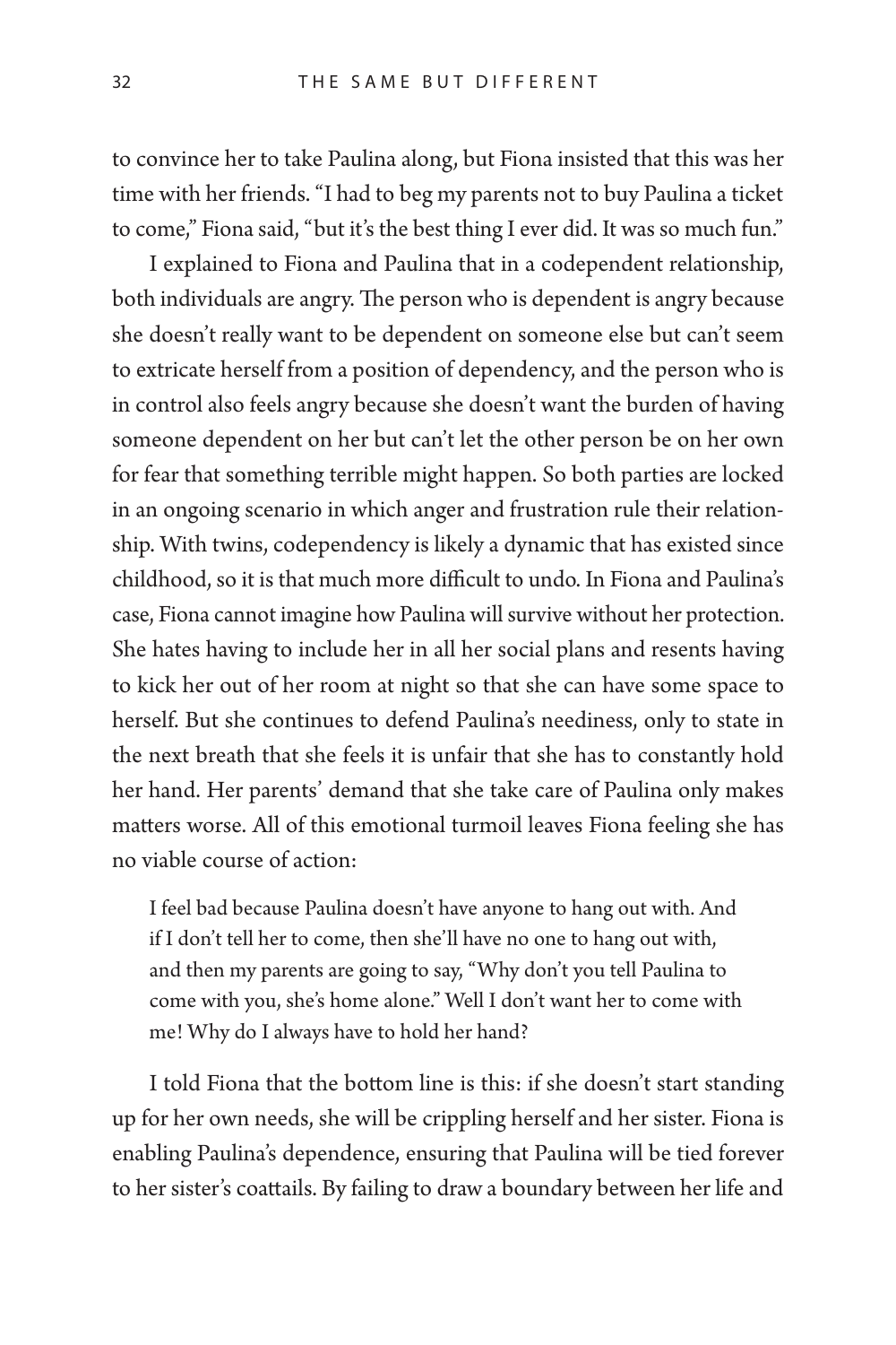to convince her to take Paulina along, but Fiona insisted that this was her time with her friends. "I had to beg my parents not to buy Paulina a ticket to come," Fiona said, "but it's the best thing I ever did. It was so much fun."

I explained to Fiona and Paulina that in a codependent relationship, both individuals are angry. The person who is dependent is angry because she doesn't really want to be dependent on someone else but can't seem to extricate herself from a position of dependency, and the person who is in control also feels angry because she doesn't want the burden of having someone dependent on her but can't let the other person be on her own for fear that something terrible might happen. So both parties are locked in an ongoing scenario in which anger and frustration rule their relationship. With twins, codependency is likely a dynamic that has existed since childhood, so it is that much more difficult to undo. In Fiona and Paulina's case, Fiona cannot imagine how Paulina will survive without her protection. She hates having to include her in all her social plans and resents having to kick her out of her room at night so that she can have some space to herself. But she continues to defend Paulina's neediness, only to state in the next breath that she feels it is unfair that she has to constantly hold her hand. Her parents' demand that she take care of Paulina only makes matters worse. All of this emotional turmoil leaves Fiona feeling she has no viable course of action:

> I feel bad because Paulina doesn't have anyone to hang out with. And if I don't tell her to come, then she'll have no one to hang out with, and then my parents are going to say, "Why don't you tell Paulina to come with you, she's home alone." Well I don't want her to come with me! Why do I always have to hold her hand?

I told Fiona that the bottom line is this: if she doesn't start standing up for her own needs, she will be crippling herself and her sister. Fiona is enabling Paulina's dependence, ensuring that Paulina will be tied forever to her sister's coattails. By failing to draw a boundary between her life and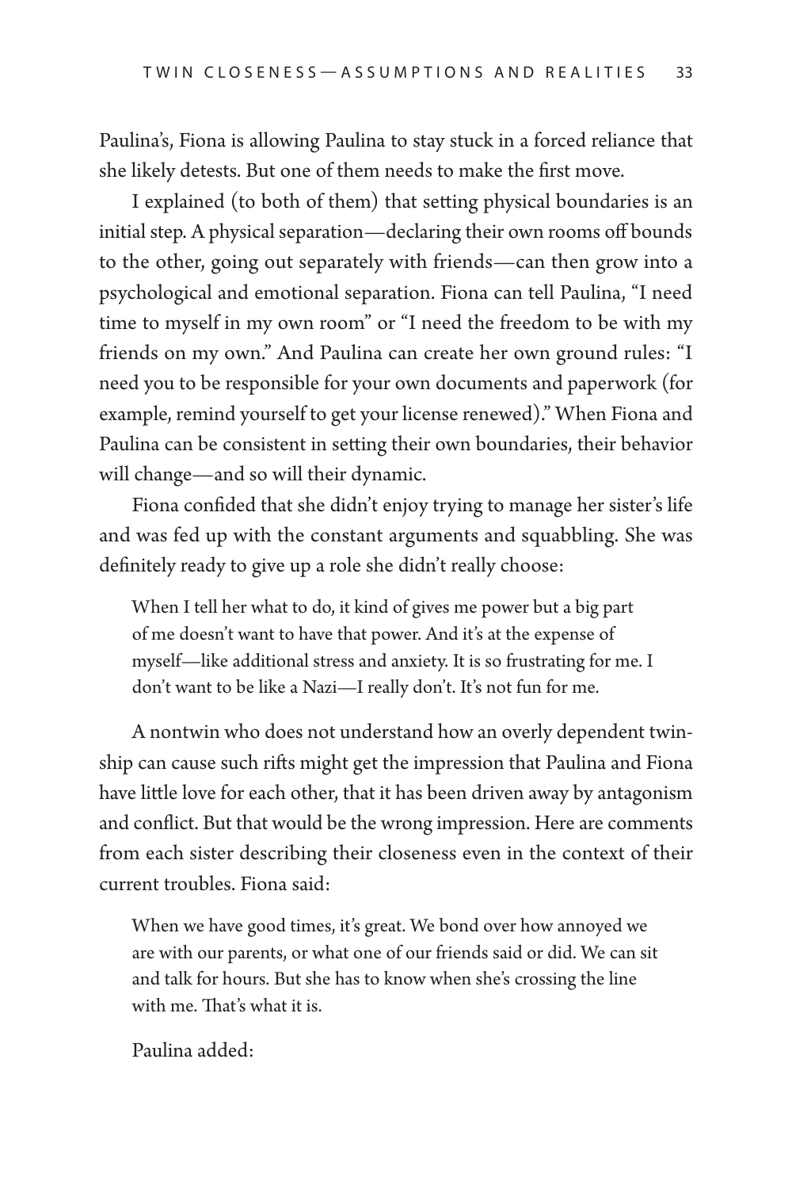Paulina's, Fiona is allowing Paulina to stay stuck in a forced reliance that she likely detests. But one of them needs to make the first move.

I explained (to both of them) that setting physical boundaries is an initial step. A physical separation—declaring their own rooms off bounds to the other, going out separately with friends—can then grow into a psychological and emotional separation. Fiona can tell Paulina, "I need time to myself in my own room" or "I need the freedom to be with my friends on my own." And Paulina can create her own ground rules: "I need you to be responsible for your own documents and paperwork (for example, remind yourself to get your license renewed)." When Fiona and Paulina can be consistent in setting their own boundaries, their behavior will change—and so will their dynamic.

Fiona confided that she didn't enjoy trying to manage her sister's life and was fed up with the constant arguments and squabbling. She was definitely ready to give up a role she didn't really choose:

> When I tell her what to do, it kind of gives me power but a big part of me doesn't want to have that power. And it's at the expense of myself—like additional stress and anxiety. It is so frustrating for me. I don't want to be like a Nazi—I really don't. It's not fun for me.

A nontwin who does not understand how an overly dependent twinship can cause such rifts might get the impression that Paulina and Fiona have little love for each other, that it has been driven away by antagonism and conflict. But that would be the wrong impression. Here are comments from each sister describing their closeness even in the context of their current troubles. Fiona said:

> When we have good times, it's great. We bond over how annoyed we are with our parents, or what one of our friends said or did. We can sit and talk for hours. But she has to know when she's crossing the line with me. That's what it is.

Paulina added: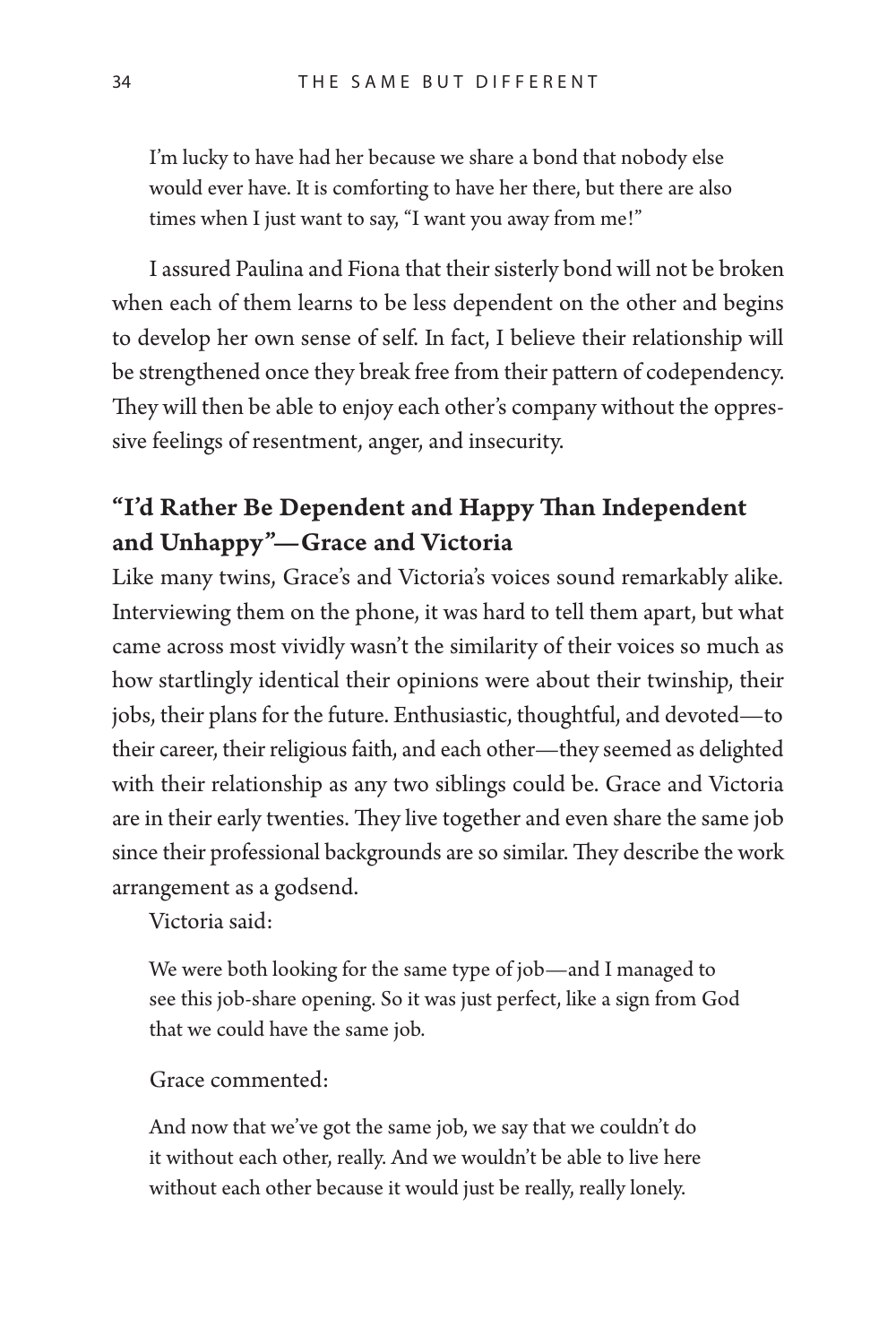> I'm lucky to have had her because we share a bond that nobody else would ever have. It is comforting to have her there, but there are also times when I just want to say, "I want you away from me!"

I assured Paulina and Fiona that their sisterly bond will not be broken when each of them learns to be less dependent on the other and begins to develop her own sense of self. In fact, I believe their relationship will be strengthened once they break free from their pattern of codependency. They will then be able to enjoy each other's company without the oppressive feelings of resentment, anger, and insecurity.

## "I'd Rather Be Dependent and Happy Than Independent and Unhappy"—Grace and Victoria

Like many twins, Grace's and Victoria's voices sound remarkably alike. Interviewing them on the phone, it was hard to tell them apart, but what came across most vividly wasn't the similarity of their voices so much as how startlingly identical their opinions were about their twinship, their jobs, their plans for the future. Enthusiastic, thoughtful, and devoted—to their career, their religious faith, and each other—they seemed as delighted with their relationship as any two siblings could be. Grace and Victoria are in their early twenties. They live together and even share the same job since their professional backgrounds are so similar. They describe the work arrangement as a godsend.

Victoria said:

> We were both looking for the same type of job—and I managed to see this job-share opening. So it was just perfect, like a sign from God that we could have the same job.

Grace commented:

> And now that we've got the same job, we say that we couldn't do it without each other, really. And we wouldn't be able to live here without each other because it would just be really, really lonely.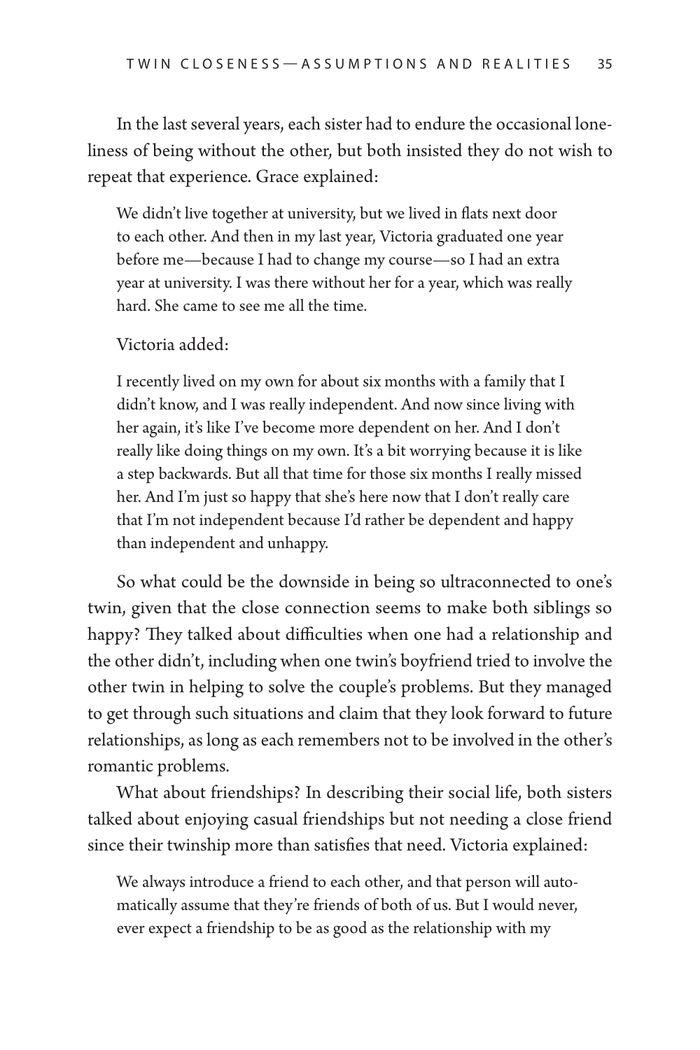In the last several years, each sister had to endure the occasional loneliness of being without the other, but both insisted they do not wish to repeat that experience. Grace explained:

> We didn't live together at university, but we lived in flats next door to each other. And then in my last year, Victoria graduated one year before me—because I had to change my course—so I had an extra year at university. I was there without her for a year, which was really hard. She came to see me all the time.

Victoria added:

> I recently lived on my own for about six months with a family that I didn't know, and I was really independent. And now since living with her again, it's like I've become more dependent on her. And I don't really like doing things on my own. It's a bit worrying because it is like a step backwards. But all that time for those six months I really missed her. And I'm just so happy that she's here now that I don't really care that I'm not independent because I'd rather be dependent and happy than independent and unhappy.

So what could be the downside in being so ultraconnected to one's twin, given that the close connection seems to make both siblings so happy? They talked about difficulties when one had a relationship and the other didn't, including when one twin's boyfriend tried to involve the other twin in helping to solve the couple's problems. But they managed to get through such situations and claim that they look forward to future relationships, as long as each remembers not to be involved in the other's romantic problems.

What about friendships? In describing their social life, both sisters talked about enjoying casual friendships but not needing a close friend since their twinship more than satisfies that need. Victoria explained:

> We always introduce a friend to each other, and that person will automatically assume that they're friends of both of us. But I would never, ever expect a friendship to be as good as the relationship with my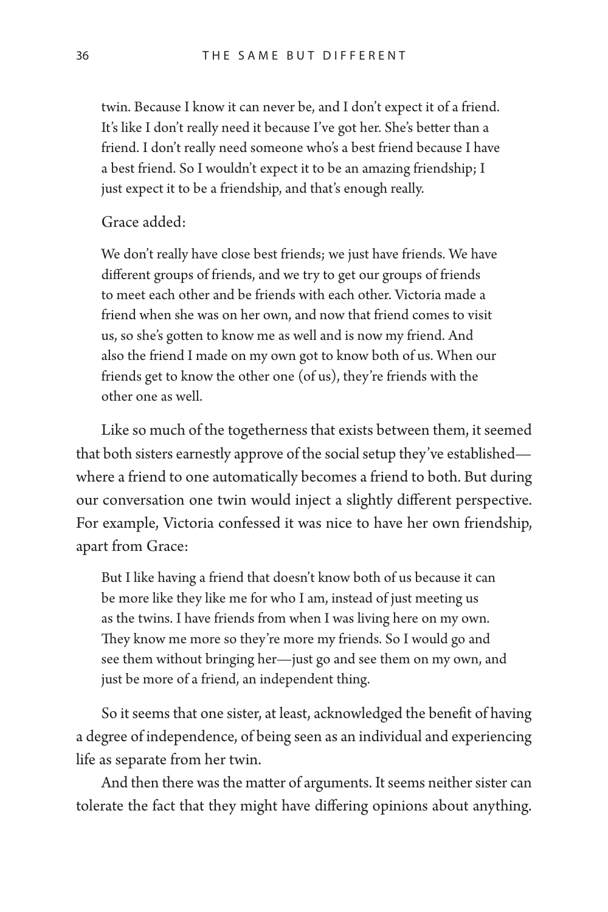twin. Because I know it can never be, and I don't expect it of a friend. It's like I don't really need it because I've got her. She's better than a friend. I don't really need someone who's a best friend because I have a best friend. So I wouldn't expect it to be an amazing friendship; I just expect it to be a friendship, and that's enough really.

Grace added:

> We don't really have close best friends; we just have friends. We have different groups of friends, and we try to get our groups of friends to meet each other and be friends with each other. Victoria made a friend when she was on her own, and now that friend comes to visit us, so she's gotten to know me as well and is now my friend. And also the friend I made on my own got to know both of us. When our friends get to know the other one (of us), they're friends with the other one as well.

Like so much of the togetherness that exists between them, it seemed that both sisters earnestly approve of the social setup they've established—where a friend to one automatically becomes a friend to both. But during our conversation one twin would inject a slightly different perspective. For example, Victoria confessed it was nice to have her own friendship, apart from Grace:

> But I like having a friend that doesn't know both of us because it can be more like they like me for who I am, instead of just meeting us as the twins. I have friends from when I was living here on my own. They know me more so they're more my friends. So I would go and see them without bringing her—just go and see them on my own, and just be more of a friend, an independent thing.

So it seems that one sister, at least, acknowledged the benefit of having a degree of independence, of being seen as an individual and experiencing life as separate from her twin.

And then there was the matter of arguments. It seems neither sister can tolerate the fact that they might have differing opinions about anything.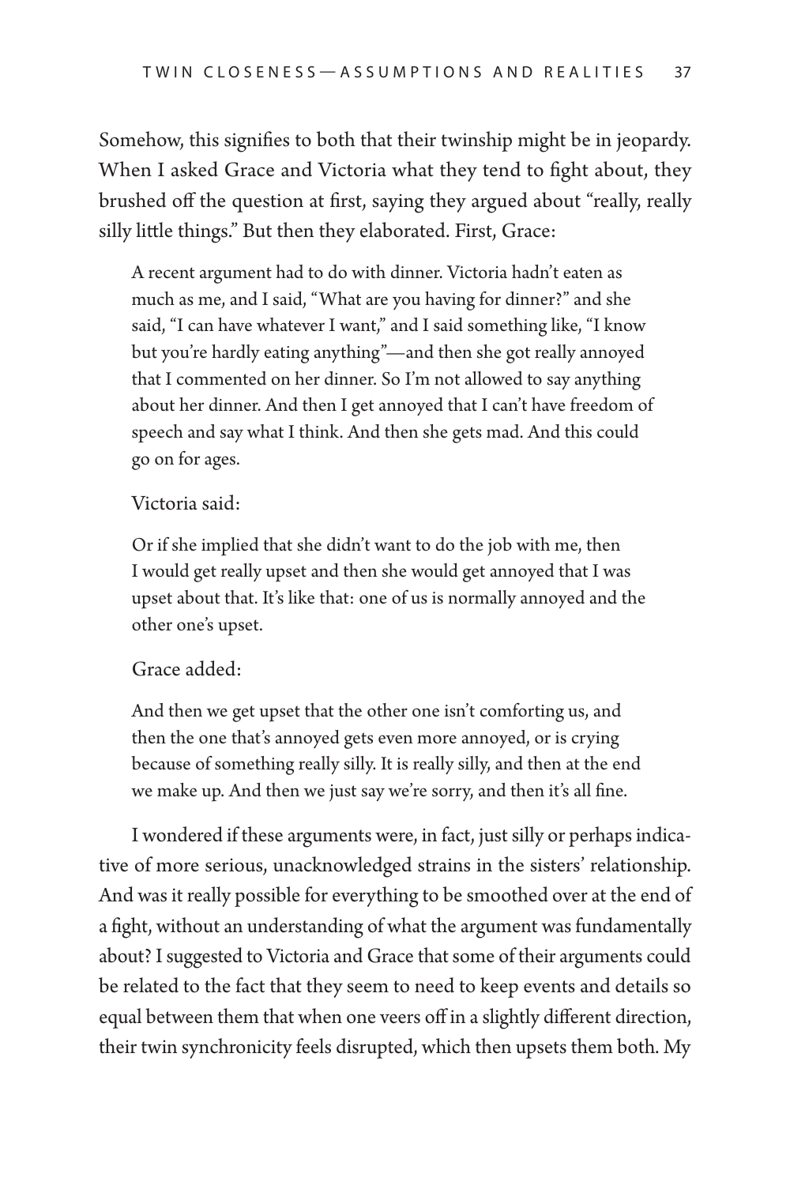Somehow, this signifies to both that their twinship might be in jeopardy. When I asked Grace and Victoria what they tend to fight about, they brushed off the question at first, saying they argued about "really, really silly little things." But then they elaborated. First, Grace:

> A recent argument had to do with dinner. Victoria hadn't eaten as much as me, and I said, "What are you having for dinner?" and she said, "I can have whatever I want," and I said something like, "I know but you're hardly eating anything"—and then she got really annoyed that I commented on her dinner. So I'm not allowed to say anything about her dinner. And then I get annoyed that I can't have freedom of speech and say what I think. And then she gets mad. And this could go on for ages.

Victoria said:

> Or if she implied that she didn't want to do the job with me, then I would get really upset and then she would get annoyed that I was upset about that. It's like that: one of us is normally annoyed and the other one's upset.

Grace added:

> And then we get upset that the other one isn't comforting us, and then the one that's annoyed gets even more annoyed, or is crying because of something really silly. It is really silly, and then at the end we make up. And then we just say we're sorry, and then it's all fine.

I wondered if these arguments were, in fact, just silly or perhaps indicative of more serious, unacknowledged strains in the sisters' relationship. And was it really possible for everything to be smoothed over at the end of a fight, without an understanding of what the argument was fundamentally about? I suggested to Victoria and Grace that some of their arguments could be related to the fact that they seem to need to keep events and details so equal between them that when one veers off in a slightly different direction, their twin synchronicity feels disrupted, which then upsets them both. My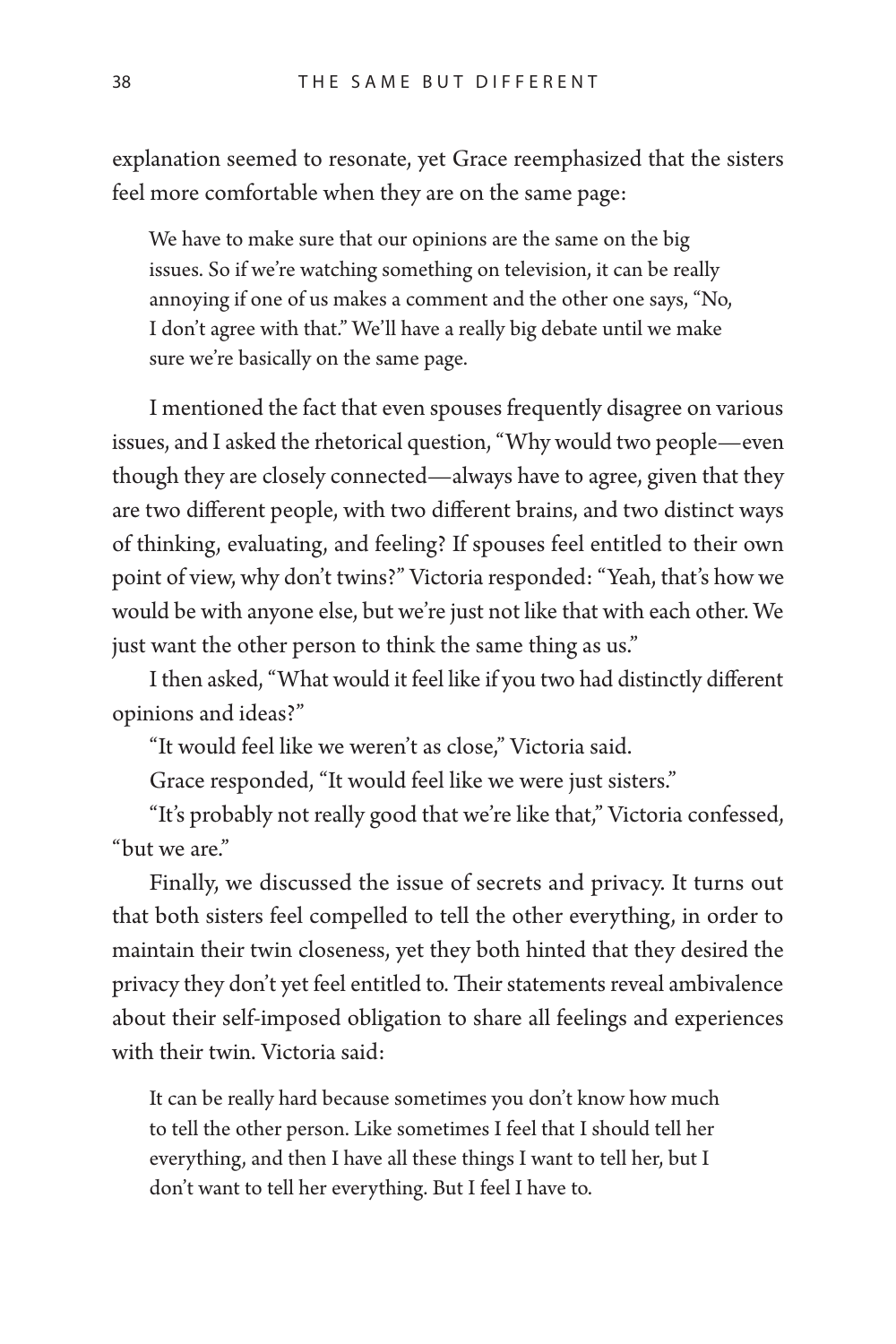explanation seemed to resonate, yet Grace reemphasized that the sisters feel more comfortable when they are on the same page:

> We have to make sure that our opinions are the same on the big issues. So if we're watching something on television, it can be really annoying if one of us makes a comment and the other one says, "No, I don't agree with that." We'll have a really big debate until we make sure we're basically on the same page.

I mentioned the fact that even spouses frequently disagree on various issues, and I asked the rhetorical question, "Why would two people—even though they are closely connected—always have to agree, given that they are two different people, with two different brains, and two distinct ways of thinking, evaluating, and feeling? If spouses feel entitled to their own point of view, why don't twins?" Victoria responded: "Yeah, that's how we would be with anyone else, but we're just not like that with each other. We just want the other person to think the same thing as us."

I then asked, "What would it feel like if you two had distinctly different opinions and ideas?"

"It would feel like we weren't as close," Victoria said.

Grace responded, "It would feel like we were just sisters."

"It's probably not really good that we're like that," Victoria confessed, "but we are."

Finally, we discussed the issue of secrets and privacy. It turns out that both sisters feel compelled to tell the other everything, in order to maintain their twin closeness, yet they both hinted that they desired the privacy they don't yet feel entitled to. Their statements reveal ambivalence about their self-imposed obligation to share all feelings and experiences with their twin. Victoria said:

> It can be really hard because sometimes you don't know how much to tell the other person. Like sometimes I feel that I should tell her everything, and then I have all these things I want to tell her, but I don't want to tell her everything. But I feel I have to.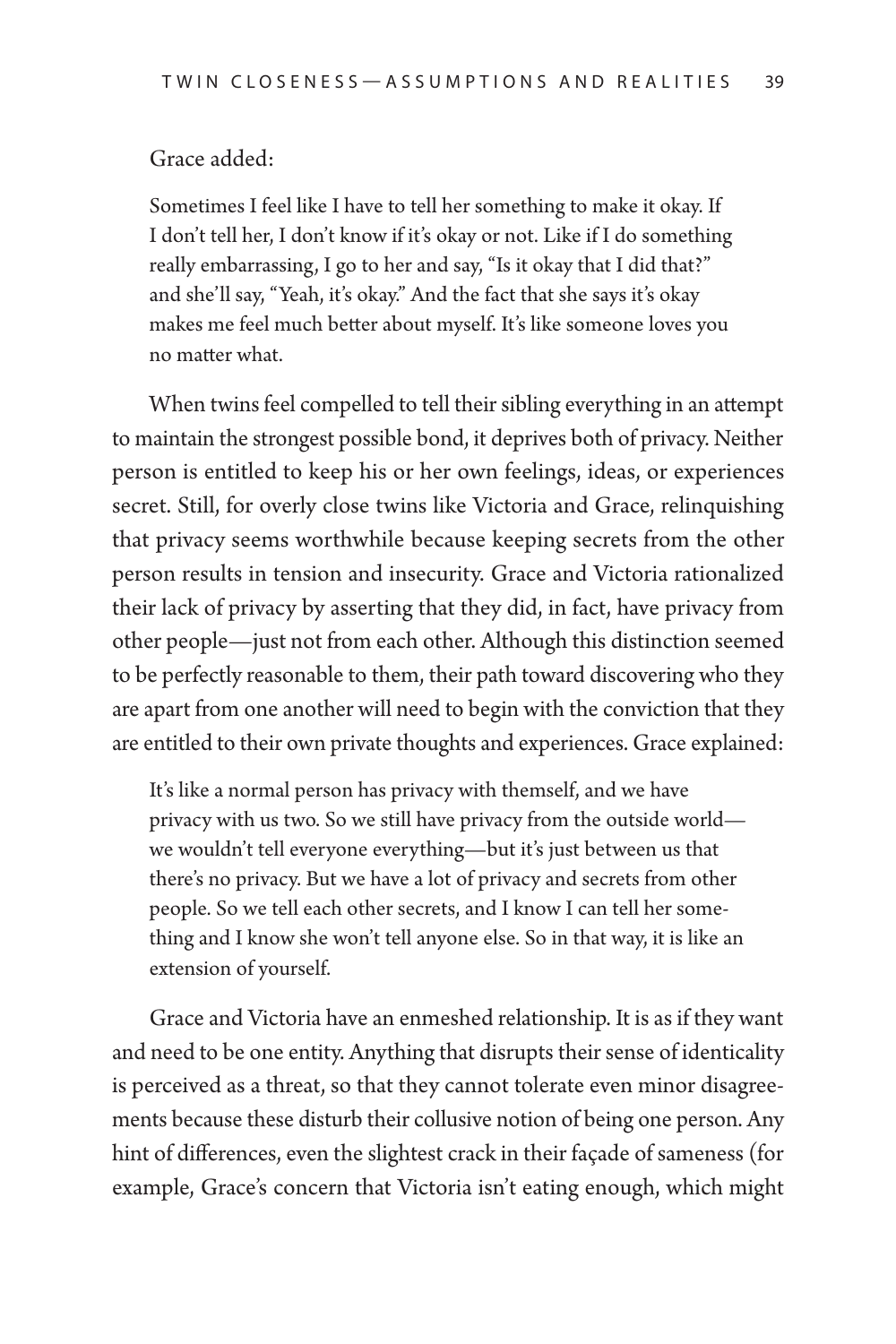Grace added:

> Sometimes I feel like I have to tell her something to make it okay. If I don't tell her, I don't know if it's okay or not. Like if I do something really embarrassing, I go to her and say, "Is it okay that I did that?" and she'll say, "Yeah, it's okay." And the fact that she says it's okay makes me feel much better about myself. It's like someone loves you no matter what.

When twins feel compelled to tell their sibling everything in an attempt to maintain the strongest possible bond, it deprives both of privacy. Neither person is entitled to keep his or her own feelings, ideas, or experiences secret. Still, for overly close twins like Victoria and Grace, relinquishing that privacy seems worthwhile because keeping secrets from the other person results in tension and insecurity. Grace and Victoria rationalized their lack of privacy by asserting that they did, in fact, have privacy from other people—just not from each other. Although this distinction seemed to be perfectly reasonable to them, their path toward discovering who they are apart from one another will need to begin with the conviction that they are entitled to their own private thoughts and experiences. Grace explained:

> It's like a normal person has privacy with themself, and we have privacy with us two. So we still have privacy from the outside world—we wouldn't tell everyone everything—but it's just between us that there's no privacy. But we have a lot of privacy and secrets from other people. So we tell each other secrets, and I know I can tell her something and I know she won't tell anyone else. So in that way, it is like an extension of yourself.

Grace and Victoria have an enmeshed relationship. It is as if they want and need to be one entity. Anything that disrupts their sense of identicality is perceived as a threat, so that they cannot tolerate even minor disagreements because these disturb their collusive notion of being one person. Any hint of differences, even the slightest crack in their façade of sameness (for example, Grace's concern that Victoria isn't eating enough, which might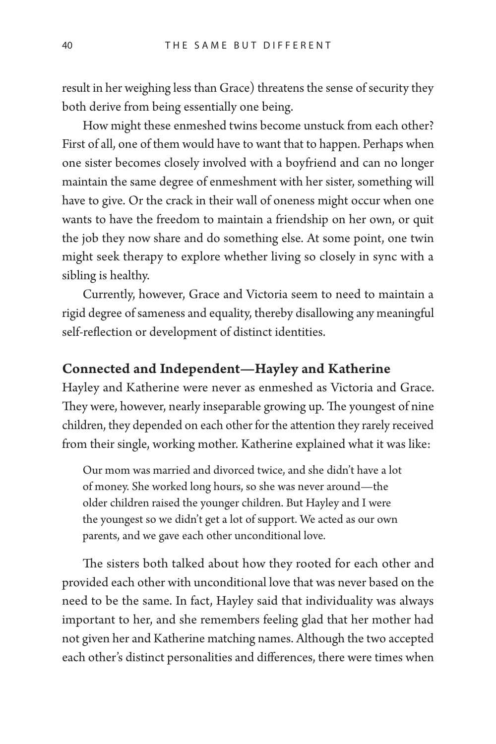result in her weighing less than Grace) threatens the sense of security they both derive from being essentially one being.

How might these enmeshed twins become unstuck from each other? First of all, one of them would have to want that to happen. Perhaps when one sister becomes closely involved with a boyfriend and can no longer maintain the same degree of enmeshment with her sister, something will have to give. Or the crack in their wall of oneness might occur when one wants to have the freedom to maintain a friendship on her own, or quit the job they now share and do something else. At some point, one twin might seek therapy to explore whether living so closely in sync with a sibling is healthy.

Currently, however, Grace and Victoria seem to need to maintain a rigid degree of sameness and equality, thereby disallowing any meaningful self-reflection or development of distinct identities.

## Connected and Independent—Hayley and Katherine

Hayley and Katherine were never as enmeshed as Victoria and Grace. They were, however, nearly inseparable growing up. The youngest of nine children, they depended on each other for the attention they rarely received from their single, working mother. Katherine explained what it was like:

> Our mom was married and divorced twice, and she didn't have a lot of money. She worked long hours, so she was never around—the older children raised the younger children. But Hayley and I were the youngest so we didn't get a lot of support. We acted as our own parents, and we gave each other unconditional love.

The sisters both talked about how they rooted for each other and provided each other with unconditional love that was never based on the need to be the same. In fact, Hayley said that individuality was always important to her, and she remembers feeling glad that her mother had not given her and Katherine matching names. Although the two accepted each other's distinct personalities and differences, there were times when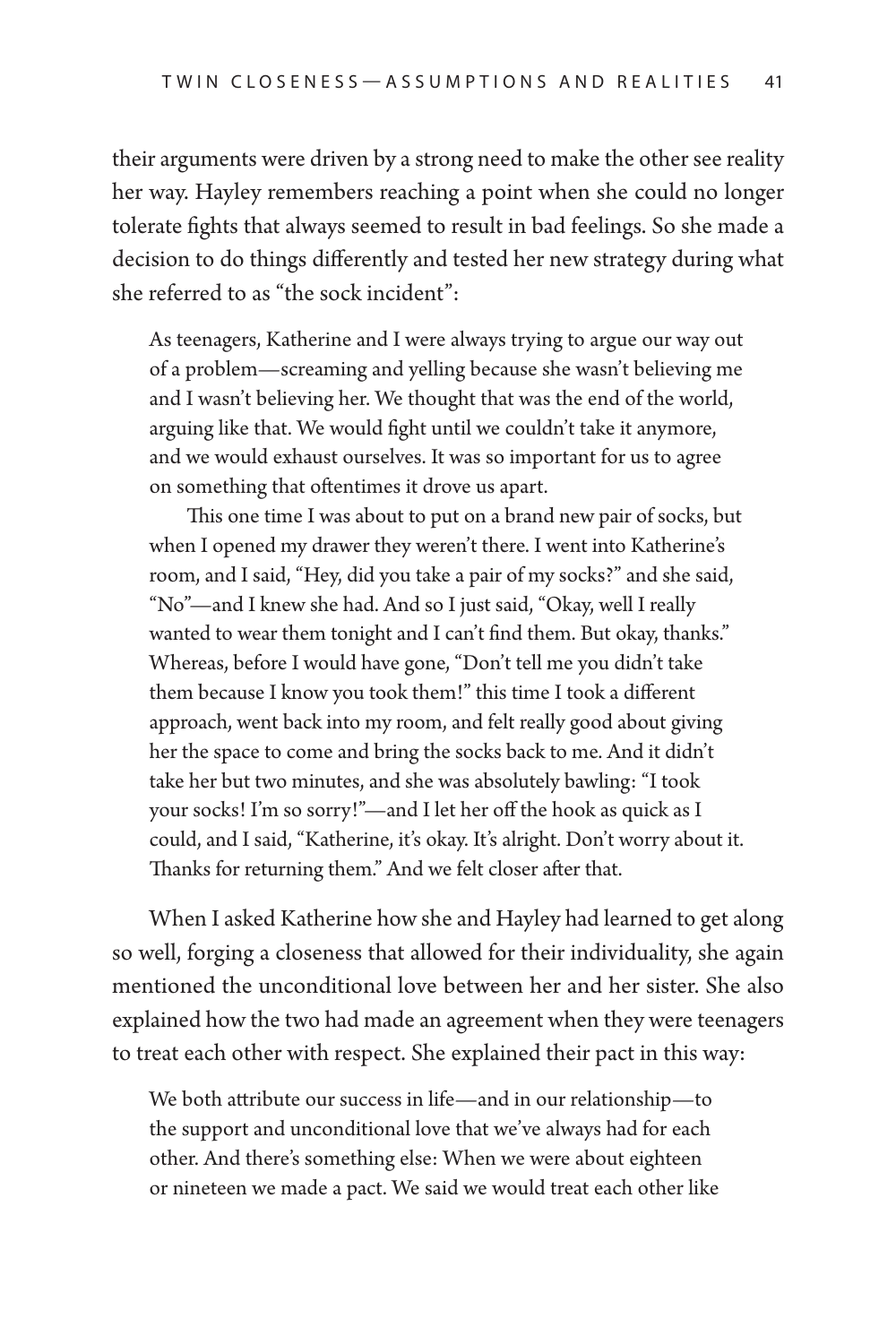their arguments were driven by a strong need to make the other see reality her way. Hayley remembers reaching a point when she could no longer tolerate fights that always seemed to result in bad feelings. So she made a decision to do things differently and tested her new strategy during what she referred to as "the sock incident":

> As teenagers, Katherine and I were always trying to argue our way out of a problem—screaming and yelling because she wasn't believing me and I wasn't believing her. We thought that was the end of the world, arguing like that. We would fight until we couldn't take it anymore, and we would exhaust ourselves. It was so important for us to agree on something that oftentimes it drove us apart.
>
> This one time I was about to put on a brand new pair of socks, but when I opened my drawer they weren't there. I went into Katherine's room, and I said, "Hey, did you take a pair of my socks?" and she said, "No"—and I knew she had. And so I just said, "Okay, well I really wanted to wear them tonight and I can't find them. But okay, thanks." Whereas, before I would have gone, "Don't tell me you didn't take them because I know you took them!" this time I took a different approach, went back into my room, and felt really good about giving her the space to come and bring the socks back to me. And it didn't take her but two minutes, and she was absolutely bawling: "I took your socks! I'm so sorry!"—and I let her off the hook as quick as I could, and I said, "Katherine, it's okay. It's alright. Don't worry about it. Thanks for returning them." And we felt closer after that.

When I asked Katherine how she and Hayley had learned to get along so well, forging a closeness that allowed for their individuality, she again mentioned the unconditional love between her and her sister. She also explained how the two had made an agreement when they were teenagers to treat each other with respect. She explained their pact in this way:

> We both attribute our success in life—and in our relationship—to the support and unconditional love that we've always had for each other. And there's something else: When we were about eighteen or nineteen we made a pact. We said we would treat each other like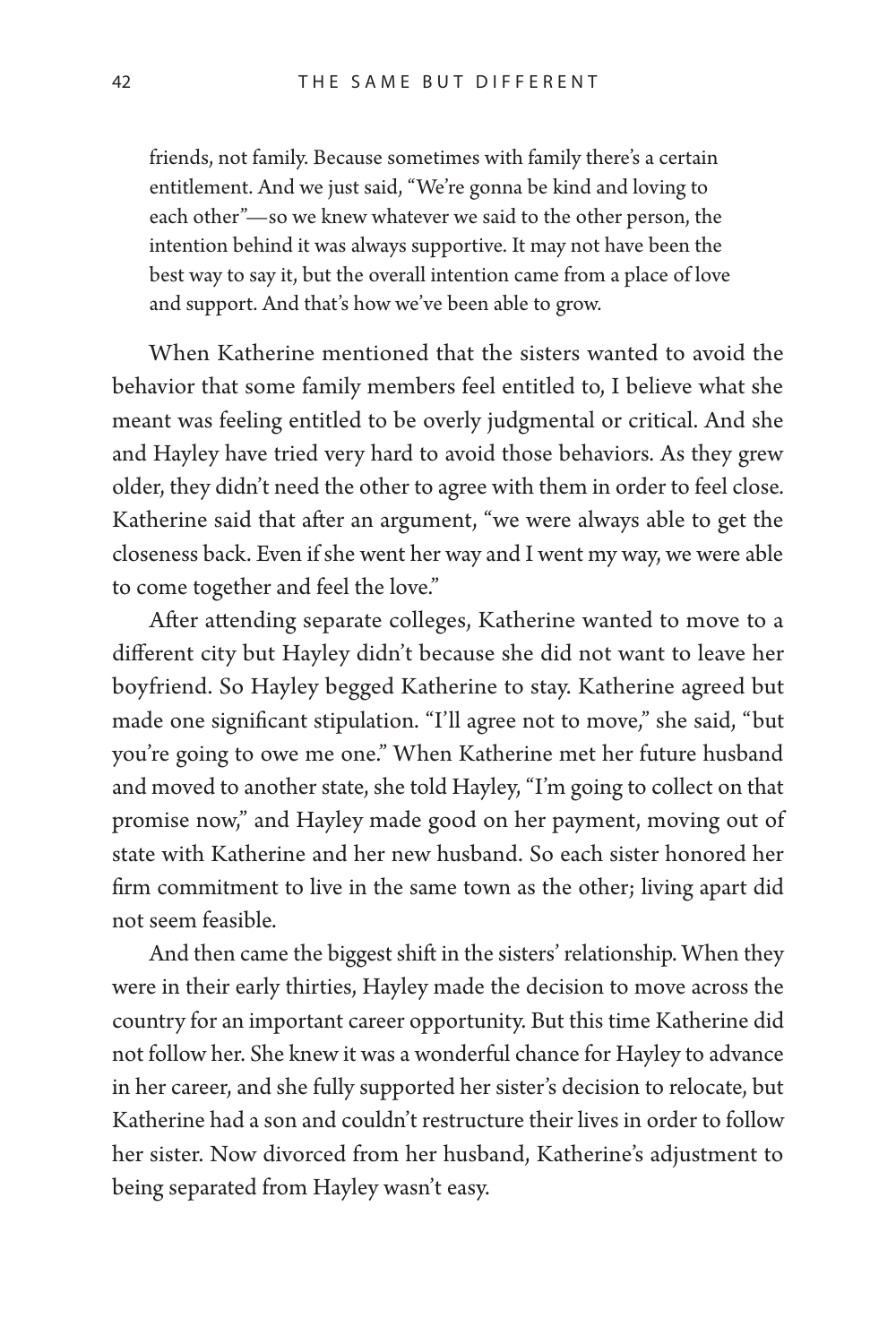> friends, not family. Because sometimes with family there's a certain entitlement. And we just said, "We're gonna be kind and loving to each other"—so we knew whatever we said to the other person, the intention behind it was always supportive. It may not have been the best way to say it, but the overall intention came from a place of love and support. And that's how we've been able to grow.

When Katherine mentioned that the sisters wanted to avoid the behavior that some family members feel entitled to, I believe what she meant was feeling entitled to be overly judgmental or critical. And she and Hayley have tried very hard to avoid those behaviors. As they grew older, they didn't need the other to agree with them in order to feel close. Katherine said that after an argument, "we were always able to get the closeness back. Even if she went her way and I went my way, we were able to come together and feel the love."

After attending separate colleges, Katherine wanted to move to a different city but Hayley didn't because she did not want to leave her boyfriend. So Hayley begged Katherine to stay. Katherine agreed but made one significant stipulation. "I'll agree not to move," she said, "but you're going to owe me one." When Katherine met her future husband and moved to another state, she told Hayley, "I'm going to collect on that promise now," and Hayley made good on her payment, moving out of state with Katherine and her new husband. So each sister honored her firm commitment to live in the same town as the other; living apart did not seem feasible.

And then came the biggest shift in the sisters' relationship. When they were in their early thirties, Hayley made the decision to move across the country for an important career opportunity. But this time Katherine did not follow her. She knew it was a wonderful chance for Hayley to advance in her career, and she fully supported her sister's decision to relocate, but Katherine had a son and couldn't restructure their lives in order to follow her sister. Now divorced from her husband, Katherine's adjustment to being separated from Hayley wasn't easy.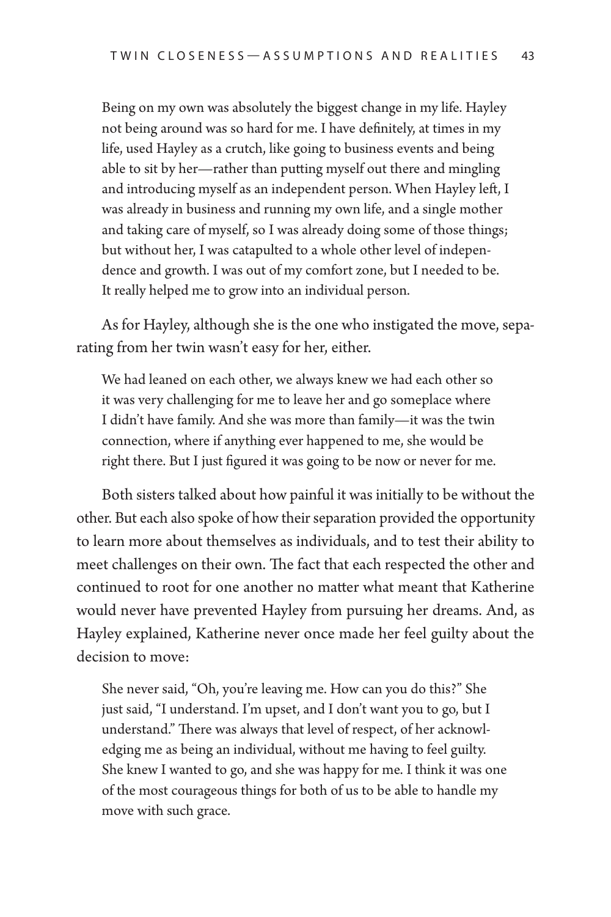> Being on my own was absolutely the biggest change in my life. Hayley not being around was so hard for me. I have definitely, at times in my life, used Hayley as a crutch, like going to business events and being able to sit by her—rather than putting myself out there and mingling and introducing myself as an independent person. When Hayley left, I was already in business and running my own life, and a single mother and taking care of myself, so I was already doing some of those things; but without her, I was catapulted to a whole other level of independence and growth. I was out of my comfort zone, but I needed to be. It really helped me to grow into an individual person.

As for Hayley, although she is the one who instigated the move, separating from her twin wasn't easy for her, either.

> We had leaned on each other, we always knew we had each other so it was very challenging for me to leave her and go someplace where I didn't have family. And she was more than family—it was the twin connection, where if anything ever happened to me, she would be right there. But I just figured it was going to be now or never for me.

Both sisters talked about how painful it was initially to be without the other. But each also spoke of how their separation provided the opportunity to learn more about themselves as individuals, and to test their ability to meet challenges on their own. The fact that each respected the other and continued to root for one another no matter what meant that Katherine would never have prevented Hayley from pursuing her dreams. And, as Hayley explained, Katherine never once made her feel guilty about the decision to move:

> She never said, "Oh, you're leaving me. How can you do this?" She just said, "I understand. I'm upset, and I don't want you to go, but I understand." There was always that level of respect, of her acknowledging me as being an individual, without me having to feel guilty. She knew I wanted to go, and she was happy for me. I think it was one of the most courageous things for both of us to be able to handle my move with such grace.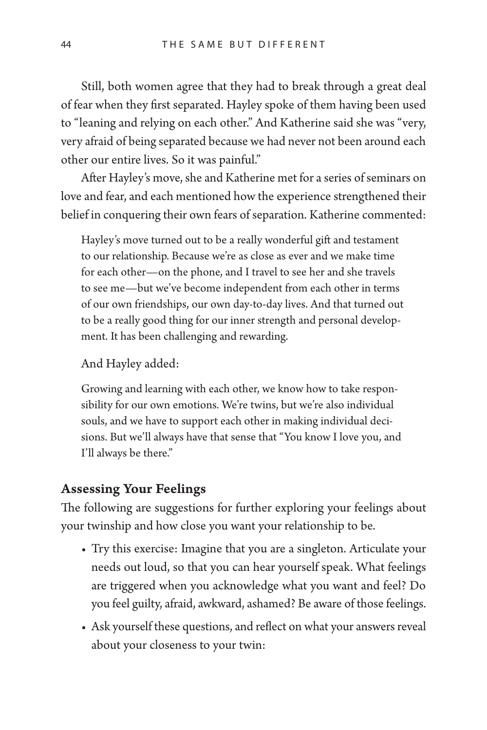Still, both women agree that they had to break through a great deal of fear when they first separated. Hayley spoke of them having been used to "leaning and relying on each other." And Katherine said she was "very, very afraid of being separated because we had never not been around each other our entire lives. So it was painful."

After Hayley's move, she and Katherine met for a series of seminars on love and fear, and each mentioned how the experience strengthened their belief in conquering their own fears of separation. Katherine commented:

> Hayley's move turned out to be a really wonderful gift and testament to our relationship. Because we're as close as ever and we make time for each other—on the phone, and I travel to see her and she travels to see me—but we've become independent from each other in terms of our own friendships, our own day-to-day lives. And that turned out to be a really good thing for our inner strength and personal development. It has been challenging and rewarding.

And Hayley added:

> Growing and learning with each other, we know how to take responsibility for our own emotions. We're twins, but we're also individual souls, and we have to support each other in making individual decisions. But we'll always have that sense that "You know I love you, and I'll always be there."

### Assessing Your Feelings

The following are suggestions for further exploring your feelings about your twinship and how close you want your relationship to be.

- Try this exercise: Imagine that you are a singleton. Articulate your needs out loud, so that you can hear yourself speak. What feelings are triggered when you acknowledge what you want and feel? Do you feel guilty, afraid, awkward, ashamed? Be aware of those feelings.
- Ask yourself these questions, and reflect on what your answers reveal about your closeness to your twin: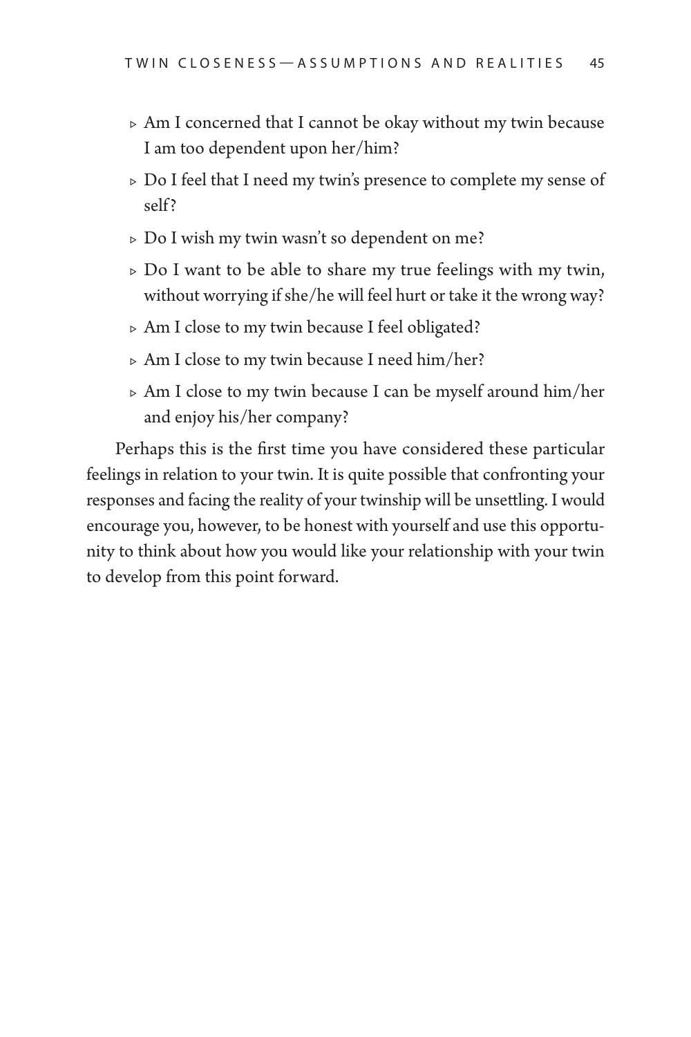- Am I concerned that I cannot be okay without my twin because I am too dependent upon her/him?
- Do I feel that I need my twin's presence to complete my sense of self?
- Do I wish my twin wasn't so dependent on me?
- Do I want to be able to share my true feelings with my twin, without worrying if she/he will feel hurt or take it the wrong way?
- Am I close to my twin because I feel obligated?
- Am I close to my twin because I need him/her?
- Am I close to my twin because I can be myself around him/her and enjoy his/her company?

Perhaps this is the first time you have considered these particular feelings in relation to your twin. It is quite possible that confronting your responses and facing the reality of your twinship will be unsettling. I would encourage you, however, to be honest with yourself and use this opportunity to think about how you would like your relationship with your twin to develop from this point forward.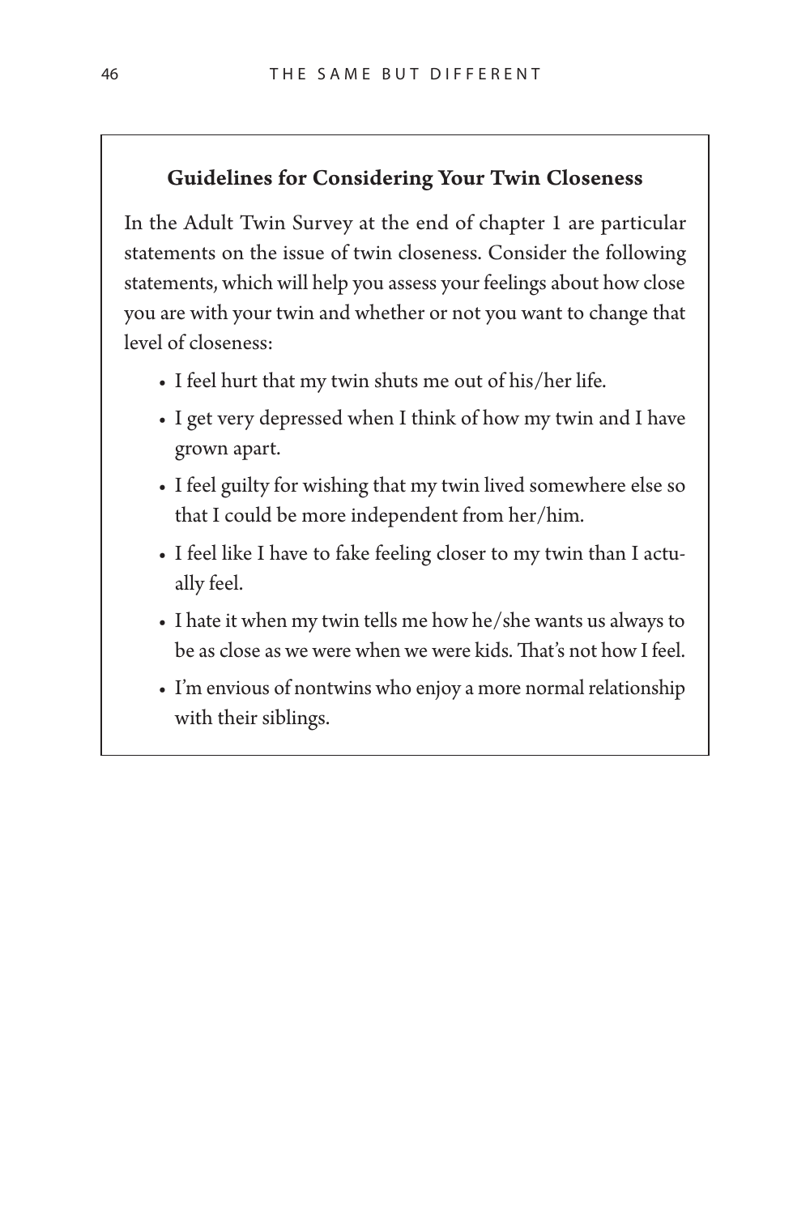### Guidelines for Considering Your Twin Closeness

In the Adult Twin Survey at the end of chapter 1 are particular statements on the issue of twin closeness. Consider the following statements, which will help you assess your feelings about how close you are with your twin and whether or not you want to change that level of closeness:

- I feel hurt that my twin shuts me out of his/her life.
- I get very depressed when I think of how my twin and I have grown apart.
- I feel guilty for wishing that my twin lived somewhere else so that I could be more independent from her/him.
- I feel like I have to fake feeling closer to my twin than I actually feel.
- I hate it when my twin tells me how he/she wants us always to be as close as we were when we were kids. That's not how I feel.
- I'm envious of nontwins who enjoy a more normal relationship with their siblings.